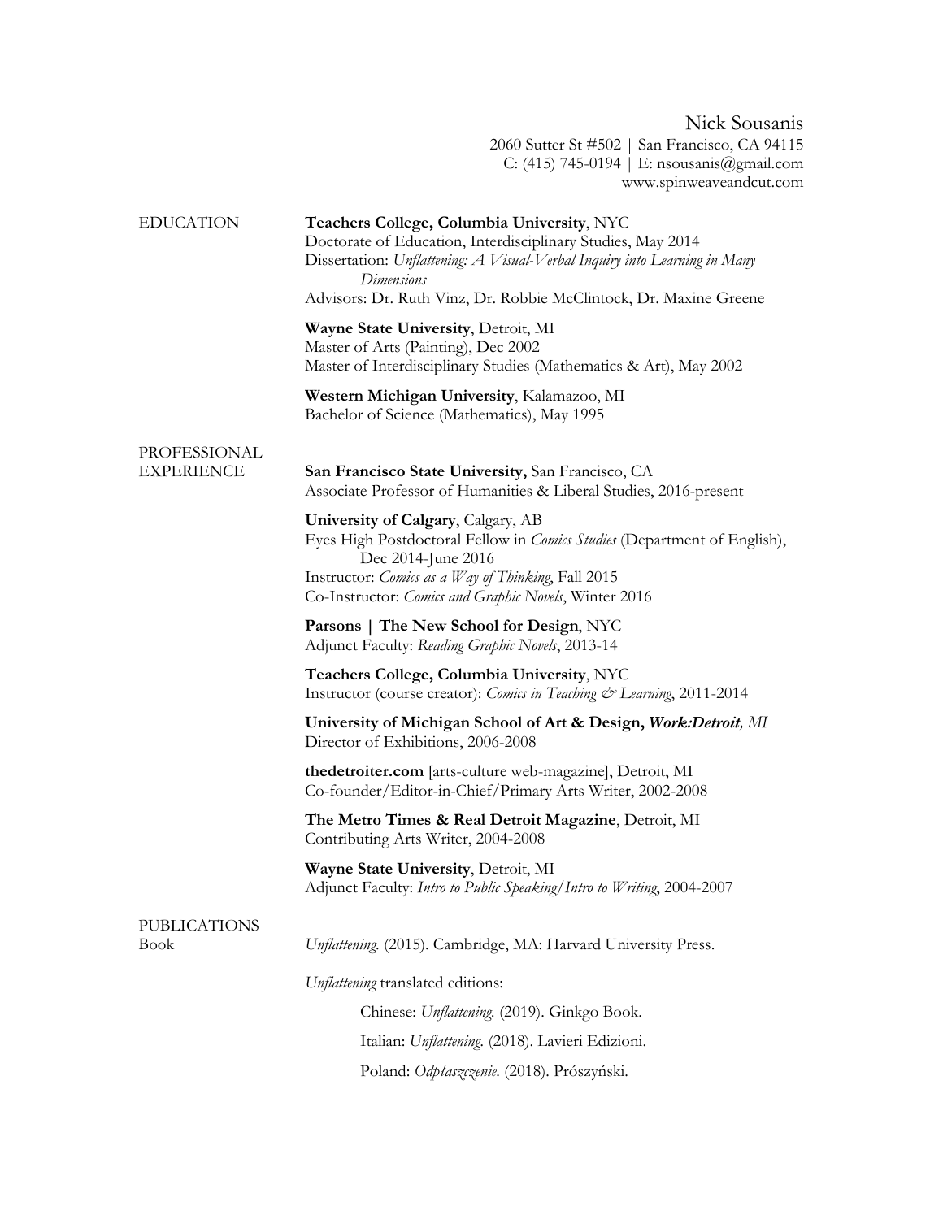Nick Sousanis
2060 Sutter St #502 | San Francisco, CA 94115
C: (415) 745-0194 | E: nsousanis@gmail.com
www.spinweaveandcut.com

## EDUCATION

**Teachers College, Columbia University**, NYC
Doctorate of Education, Interdisciplinary Studies, May 2014
Dissertation: *Unflattening: A Visual-Verbal Inquiry into Learning in Many Dimensions*
Advisors: Dr. Ruth Vinz, Dr. Robbie McClintock, Dr. Maxine Greene

**Wayne State University**, Detroit, MI
Master of Arts (Painting), Dec 2002
Master of Interdisciplinary Studies (Mathematics & Art), May 2002

**Western Michigan University**, Kalamazoo, MI
Bachelor of Science (Mathematics), May 1995

## PROFESSIONAL EXPERIENCE

**San Francisco State University,** San Francisco, CA
Associate Professor of Humanities & Liberal Studies, 2016-present

**University of Calgary**, Calgary, AB
Eyes High Postdoctoral Fellow in *Comics Studies* (Department of English), Dec 2014-June 2016
Instructor: *Comics as a Way of Thinking*, Fall 2015
Co-Instructor: *Comics and Graphic Novels*, Winter 2016

**Parsons | The New School for Design**, NYC
Adjunct Faculty: *Reading Graphic Novels*, 2013-14

**Teachers College, Columbia University**, NYC
Instructor (course creator): *Comics in Teaching & Learning*, 2011-2014

**University of Michigan School of Art & Design, *Work:Detroit*,** *MI*
Director of Exhibitions, 2006-2008

**thedetroiter.com** [arts-culture web-magazine], Detroit, MI
Co-founder/Editor-in-Chief/Primary Arts Writer, 2002-2008

**The Metro Times & Real Detroit Magazine**, Detroit, MI
Contributing Arts Writer, 2004-2008

**Wayne State University**, Detroit, MI
Adjunct Faculty: *Intro to Public Speaking/Intro to Writing*, 2004-2007

## PUBLICATIONS

### Book

*Unflattening.* (2015). Cambridge, MA: Harvard University Press.

*Unflattening* translated editions:

- Chinese: *Unflattening.* (2019). Ginkgo Book.
- Italian: *Unflattening.* (2018). Lavieri Edizioni.
- Poland: *Odpłaszczenie*. (2018). Prószyński.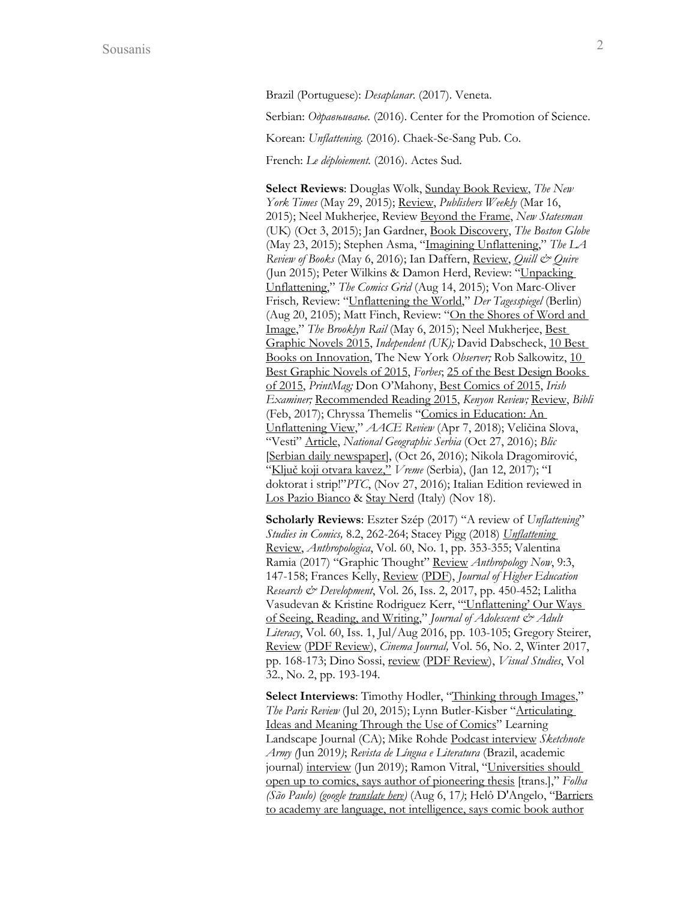Brazil (Portuguese): *Desaplanar.* (2017). Veneta.

Serbian: *Одравњивање.* (2016). Center for the Promotion of Science.

Korean: *Unflattening.* (2016). Chaek-Se-Sang Pub. Co.

French: *Le déploiement.* (2016). Actes Sud.

**Select Reviews**: Douglas Wolk, Sunday Book Review, *The New York Times* (May 29, 2015); Review, *Publishers Weekly* (Mar 16, 2015); Neel Mukherjee, Review Beyond the Frame, *New Statesman* (UK) (Oct 3, 2015); Jan Gardner, Book Discovery, *The Boston Globe* (May 23, 2015); Stephen Asma, "Imagining Unflattening," *The LA Review of Books* (May 6, 2016); Ian Daffern, Review, *Quill & Quire* (Jun 2015); Peter Wilkins & Damon Herd, Review: "Unpacking Unflattening," *The Comics Grid* (Aug 14, 2015); Von Marc-Oliver Frisch, Review: "Unflattening the World," *Der Tagesspiegel* (Berlin) (Aug 20, 2105); Matt Finch, Review: "On the Shores of Word and Image," *The Brooklyn Rail* (May 6, 2015); Neel Mukherjee, Best Graphic Novels 2015, *Independent (UK);* David Dabscheck, 10 Best Books on Innovation, The New York *Observer;* Rob Salkowitz, 10 Best Graphic Novels of 2015, *Forbes*; 25 of the Best Design Books of 2015, *PrintMag;* Don O'Mahony, Best Comics of 2015, *Irish Examiner;* Recommended Reading 2015, *Kenyon Review;* Review, *Bibli* (Feb, 2017); Chryssa Themelis "Comics in Education: An Unflattening View," *AACE Review* (Apr 7, 2018); Veličina Slova, "Vesti" Article, *National Geographic Serbia* (Oct 27, 2016); *Blic* [Serbian daily newspaper], (Oct 26, 2016); Nikola Dragomirović, "Ključ koji otvara kavez," *Vreme* (Serbia), (Jan 12, 2017); "I doktorat i strip!"*PTC*, (Nov 27, 2016); Italian Edition reviewed in Los Pazio Bianco & Stay Nerd (Italy) (Nov 18).

**Scholarly Reviews**: Eszter Szép (2017) "A review of *Unflattening*" *Studies in Comics,* 8.2, 262-264; Stacey Pigg (2018) *Unflattening* Review, *Anthropologica*, Vol. 60, No. 1, pp. 353-355; Valentina Ramia (2017) "Graphic Thought" Review *Anthropology Now*, 9:3, 147-158; Frances Kelly, Review (PDF), *Journal of Higher Education Research & Development*, Vol. 26, Iss. 2, 2017, pp. 450-452; Lalitha Vasudevan & Kristine Rodriguez Kerr, "'Unflattening' Our Ways of Seeing, Reading, and Writing," *Journal of Adolescent & Adult Literacy*, Vol. 60, Iss. 1, Jul/Aug 2016, pp. 103-105; Gregory Steirer, Review (PDF Review), *Cinema Journal,* Vol. 56, No. 2, Winter 2017, pp. 168-173; Dino Sossi, review (PDF Review), *Visual Studies*, Vol 32., No. 2, pp. 193-194.

**Select Interviews**: Timothy Hodler, "Thinking through Images," *The Paris Review* (Jul 20, 2015); Lynn Butler-Kisber "Articulating Ideas and Meaning Through the Use of Comics" Learning Landscape Journal (CA); Mike Rohde Podcast interview *Sketchnote Army (*Jun 2019*)*; *Revista de Língua e Literatura* (Brazil, academic journal) interview (Jun 2019); Ramon Vitral, "Universities should open up to comics, says author of pioneering thesis [trans.]," *Folha (São Paulo) (google translate here)* (Aug 6, 17*)*; Helô D'Angelo, "Barriers to academy are language, not intelligence, says comic book author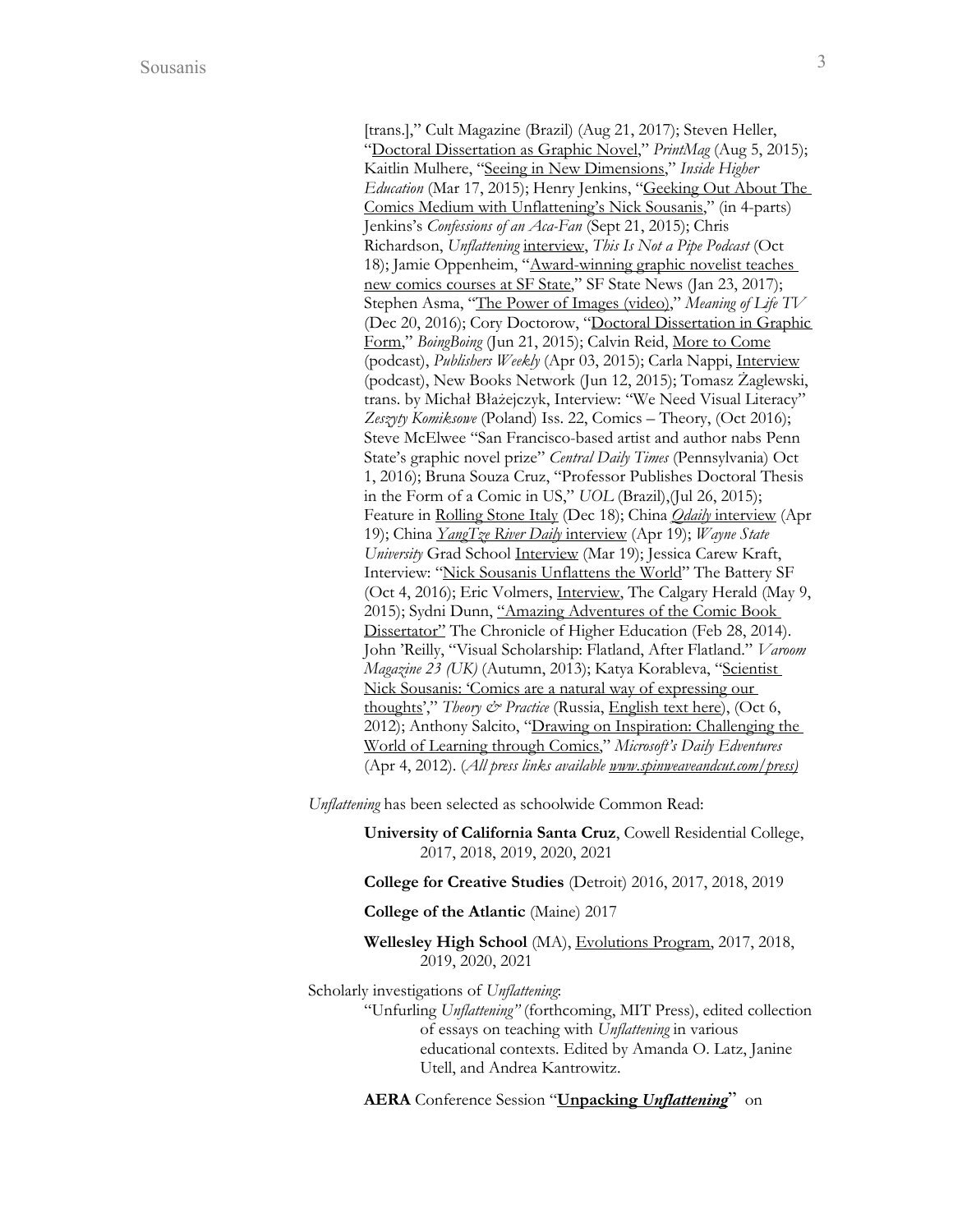[trans.]," Cult Magazine (Brazil) (Aug 21, 2017); Steven Heller, "Doctoral Dissertation as Graphic Novel," *PrintMag* (Aug 5, 2015); Kaitlin Mulhere, "Seeing in New Dimensions," *Inside Higher Education* (Mar 17, 2015); Henry Jenkins, "Geeking Out About The Comics Medium with Unflattening's Nick Sousanis," (in 4-parts) Jenkins's *Confessions of an Aca-Fan* (Sept 21, 2015); Chris Richardson, *Unflattening* interview, *This Is Not a Pipe Podcast* (Oct 18); Jamie Oppenheim, "Award-winning graphic novelist teaches new comics courses at SF State," SF State News (Jan 23, 2017); Stephen Asma, "The Power of Images (video)," *Meaning of Life TV* (Dec 20, 2016); Cory Doctorow, "Doctoral Dissertation in Graphic Form," *BoingBoing* (Jun 21, 2015); Calvin Reid, More to Come (podcast), *Publishers Weekly* (Apr 03, 2015); Carla Nappi, Interview (podcast), New Books Network (Jun 12, 2015); Tomasz Żaglewski, trans. by Michał Błażejczyk, Interview: "We Need Visual Literacy" *Zeszyty Komiksowe* (Poland) Iss. 22, Comics – Theory, (Oct 2016); Steve McElwee "San Francisco-based artist and author nabs Penn State's graphic novel prize" *Central Daily Times* (Pennsylvania) Oct 1, 2016); Bruna Souza Cruz, "Professor Publishes Doctoral Thesis in the Form of a Comic in US," *UOL* (Brazil),(Jul 26, 2015); Feature in Rolling Stone Italy (Dec 18); China *Qdaily* interview (Apr 19); China *YangTze River Daily* interview (Apr 19); *Wayne State University* Grad School Interview (Mar 19); Jessica Carew Kraft, Interview: "Nick Sousanis Unflattens the World" The Battery SF (Oct 4, 2016); Eric Volmers, Interview, The Calgary Herald (May 9, 2015); Sydni Dunn, "Amazing Adventures of the Comic Book Dissertator" The Chronicle of Higher Education (Feb 28, 2014). John 'Reilly, "Visual Scholarship: Flatland, After Flatland." *Varoom Magazine 23 (UK)* (Autumn, 2013); Katya Korableva, "Scientist Nick Sousanis: 'Comics are a natural way of expressing our thoughts'," *Theory & Practice* (Russia, English text here), (Oct 6, 2012); Anthony Salcito, "Drawing on Inspiration: Challenging the World of Learning through Comics," *Microsoft's Daily Edventures* (Apr 4, 2012). (*All press links available www.spinweaveandcut.com/press)*

*Unflattening* has been selected as schoolwide Common Read:

**University of California Santa Cruz**, Cowell Residential College, 2017, 2018, 2019, 2020, 2021

**College for Creative Studies** (Detroit) 2016, 2017, 2018, 2019

**College of the Atlantic** (Maine) 2017

**Wellesley High School** (MA), Evolutions Program, 2017, 2018, 2019, 2020, 2021

Scholarly investigations of *Unflattening*:

"Unfurling *Unflattening"* (forthcoming, MIT Press), edited collection of essays on teaching with *Unflattening* in various educational contexts. Edited by Amanda O. Latz, Janine Utell, and Andrea Kantrowitz.

**AERA** Conference Session "**Unpacking *Unflattening***" on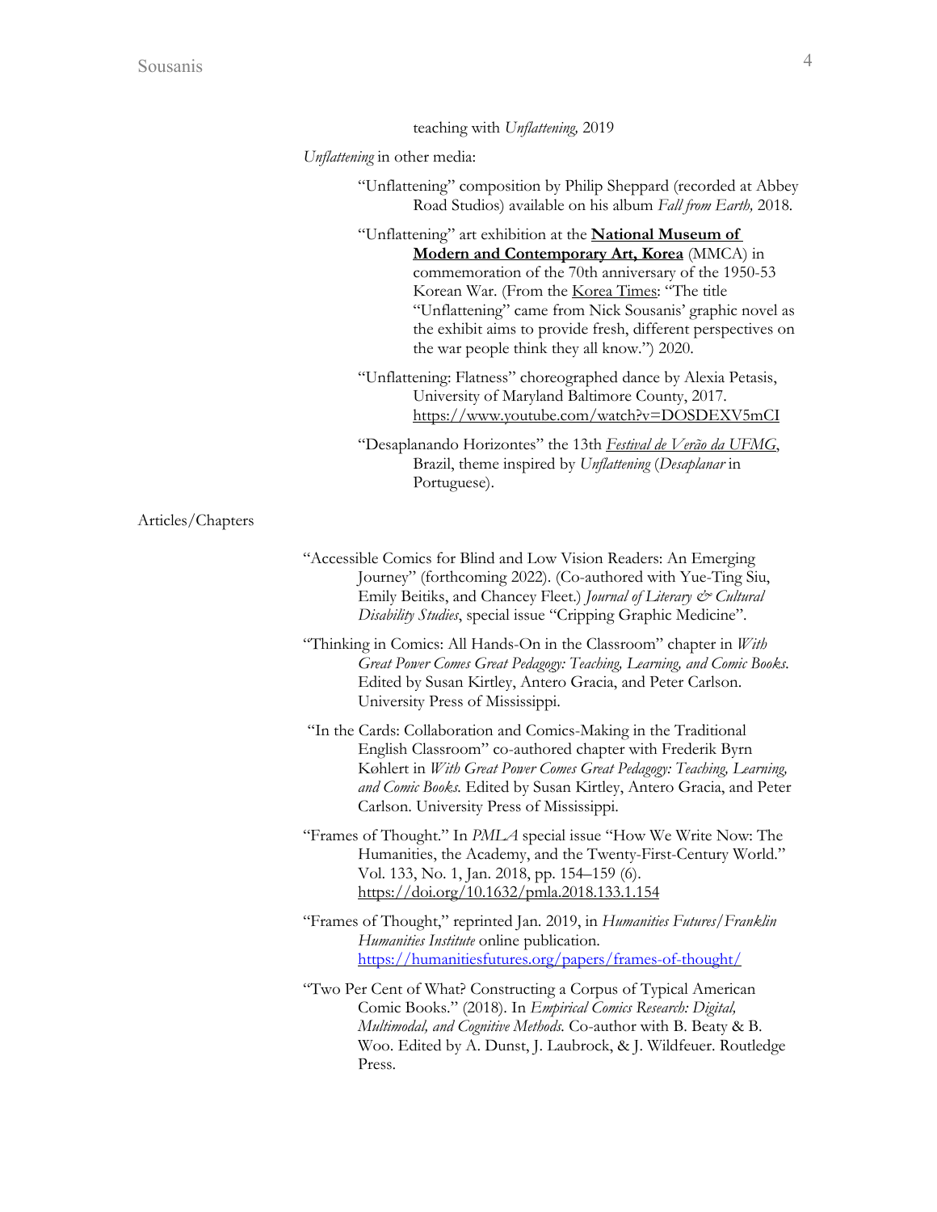teaching with *Unflattening,* 2019

*Unflattening* in other media:

"Unflattening" composition by Philip Sheppard (recorded at Abbey Road Studios) available on his album *Fall from Earth,* 2018.

"Unflattening" art exhibition at the **National Museum of Modern and Contemporary Art, Korea** (MMCA) in commemoration of the 70th anniversary of the 1950-53 Korean War. (From the Korea Times: "The title "Unflattening" came from Nick Sousanis' graphic novel as the exhibit aims to provide fresh, different perspectives on the war people think they all know.") 2020.

"Unflattening: Flatness" choreographed dance by Alexia Petasis, University of Maryland Baltimore County, 2017. https://www.youtube.com/watch?v=DOSDEXV5mCI

"Desaplanando Horizontes" the 13th *Festival de Verão da UFMG*, Brazil, theme inspired by *Unflattening* (*Desaplanar* in Portuguese).

## Articles/Chapters

"Accessible Comics for Blind and Low Vision Readers: An Emerging Journey" (forthcoming 2022). (Co-authored with Yue-Ting Siu, Emily Beitiks, and Chancey Fleet.) *Journal of Literary & Cultural Disability Studies*, special issue "Cripping Graphic Medicine".

"Thinking in Comics: All Hands-On in the Classroom" chapter in *With Great Power Comes Great Pedagogy: Teaching, Learning, and Comic Books.* Edited by Susan Kirtley, Antero Gracia, and Peter Carlson. University Press of Mississippi.

"In the Cards: Collaboration and Comics-Making in the Traditional English Classroom" co-authored chapter with Frederik Byrn Køhlert in *With Great Power Comes Great Pedagogy: Teaching, Learning, and Comic Books.* Edited by Susan Kirtley, Antero Gracia, and Peter Carlson. University Press of Mississippi.

"Frames of Thought." In *PMLA* special issue "How We Write Now: The Humanities, the Academy, and the Twenty-First-Century World." Vol. 133, No. 1, Jan. 2018, pp. 154–159 (6). https://doi.org/10.1632/pmla.2018.133.1.154

"Frames of Thought," reprinted Jan. 2019, in *Humanities Futures/Franklin Humanities Institute* online publication. https://humanitiesfutures.org/papers/frames-of-thought/

"Two Per Cent of What? Constructing a Corpus of Typical American Comic Books." (2018). In *Empirical Comics Research: Digital, Multimodal, and Cognitive Methods.* Co-author with B. Beaty & B. Woo. Edited by A. Dunst, J. Laubrock, & J. Wildfeuer. Routledge Press.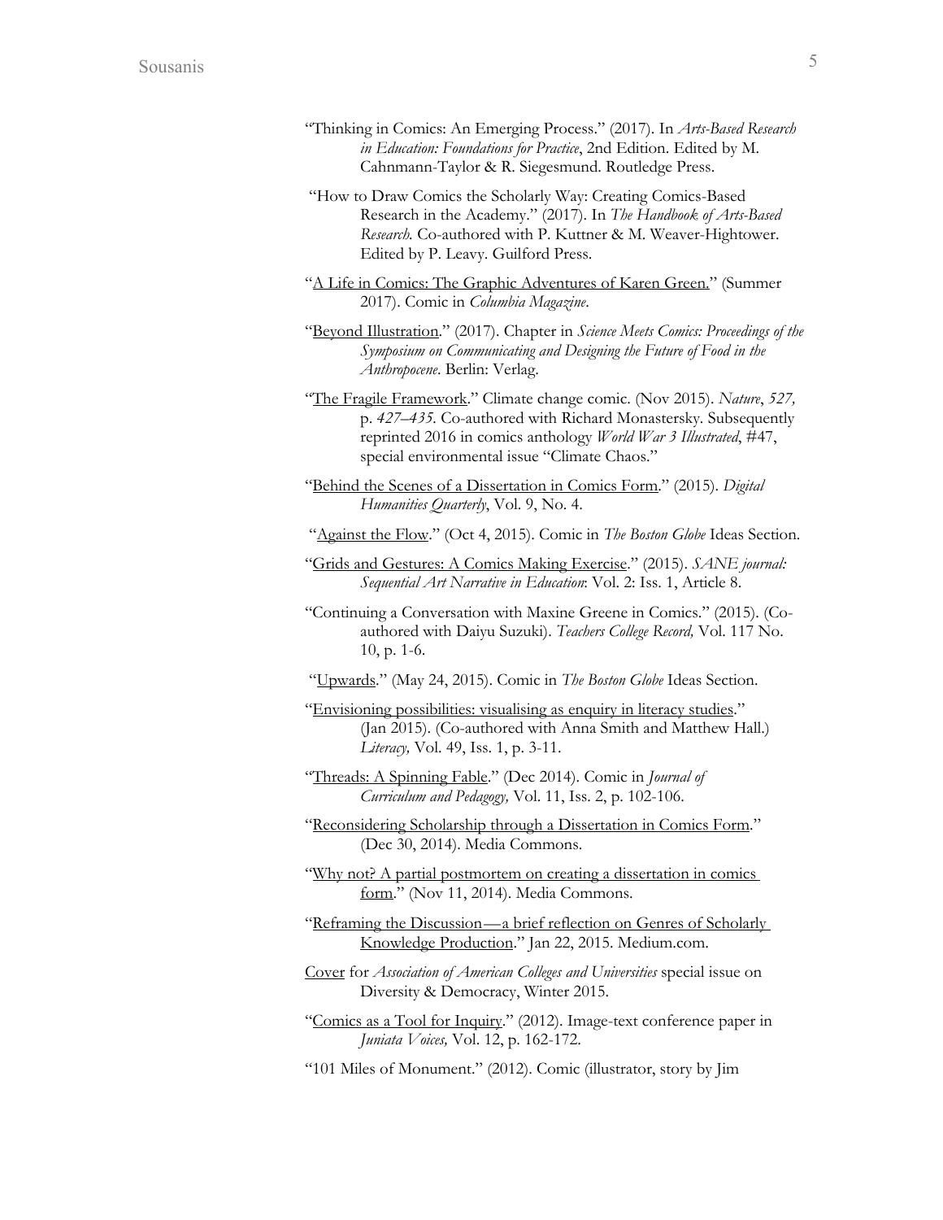"Thinking in Comics: An Emerging Process." (2017). In *Arts-Based Research in Education: Foundations for Practice*, 2nd Edition. Edited by M. Cahnmann-Taylor & R. Siegesmund. Routledge Press.

"How to Draw Comics the Scholarly Way: Creating Comics-Based Research in the Academy." (2017). In *The Handbook of Arts-Based Research.* Co-authored with P. Kuttner & M. Weaver-Hightower. Edited by P. Leavy. Guilford Press.

"A Life in Comics: The Graphic Adventures of Karen Green." (Summer 2017). Comic in *Columbia Magazine*.

"Beyond Illustration." (2017). Chapter in *Science Meets Comics: Proceedings of the Symposium on Communicating and Designing the Future of Food in the Anthropocene*. Berlin: Verlag.

"The Fragile Framework." Climate change comic. (Nov 2015). *Nature*, *527,* p. *427–435.* Co-authored with Richard Monastersky. Subsequently reprinted 2016 in comics anthology *World War 3 Illustrated*, #47, special environmental issue "Climate Chaos."

"Behind the Scenes of a Dissertation in Comics Form." (2015). *Digital Humanities Quarterly*, Vol. 9, No. 4.

"Against the Flow." (Oct 4, 2015). Comic in *The Boston Globe* Ideas Section.

"Grids and Gestures: A Comics Making Exercise." (2015). *SANE journal: Sequential Art Narrative in Education*: Vol. 2: Iss. 1, Article 8.

"Continuing a Conversation with Maxine Greene in Comics." (2015). (Co-authored with Daiyu Suzuki). *Teachers College Record,* Vol. 117 No. 10, p. 1-6.

"Upwards." (May 24, 2015). Comic in *The Boston Globe* Ideas Section.

"Envisioning possibilities: visualising as enquiry in literacy studies." (Jan 2015). (Co-authored with Anna Smith and Matthew Hall.) *Literacy,* Vol. 49, Iss. 1, p. 3-11.

"Threads: A Spinning Fable." (Dec 2014). Comic in *Journal of Curriculum and Pedagogy,* Vol. 11, Iss. 2, p. 102-106.

"Reconsidering Scholarship through a Dissertation in Comics Form." (Dec 30, 2014). Media Commons.

"Why not? A partial postmortem on creating a dissertation in comics form." (Nov 11, 2014). Media Commons.

"Reframing the Discussion—a brief reflection on Genres of Scholarly Knowledge Production." Jan 22, 2015. Medium.com.

Cover for *Association of American Colleges and Universities* special issue on Diversity & Democracy, Winter 2015.

"Comics as a Tool for Inquiry." (2012). Image-text conference paper in *Juniata Voices,* Vol. 12, p. 162-172.

"101 Miles of Monument." (2012). Comic (illustrator, story by Jim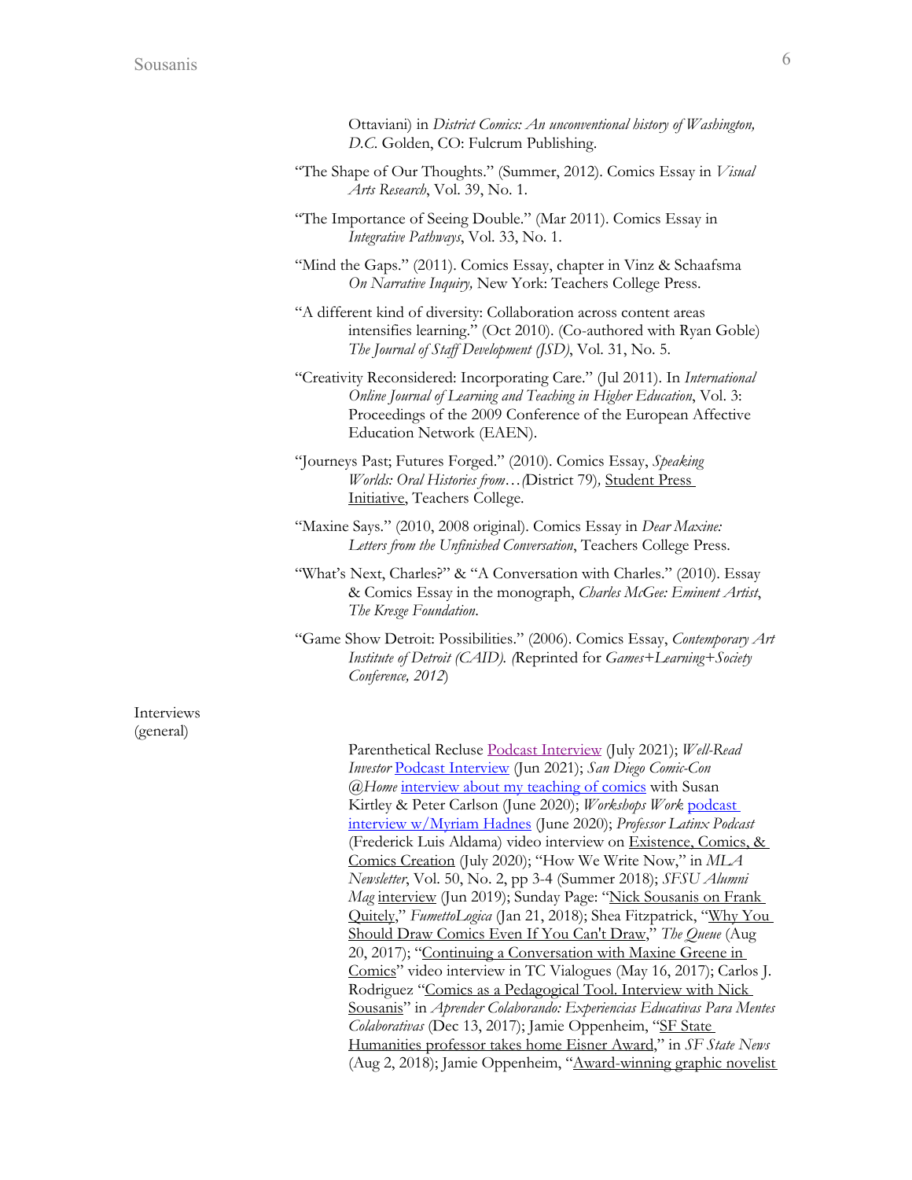Ottaviani) in *District Comics: An unconventional history of Washington, D.C.* Golden, CO: Fulcrum Publishing.

"The Shape of Our Thoughts." (Summer, 2012). Comics Essay in *Visual Arts Research*, Vol. 39, No. 1.

"The Importance of Seeing Double." (Mar 2011). Comics Essay in *Integrative Pathways*, Vol. 33, No. 1.

"Mind the Gaps." (2011). Comics Essay, chapter in Vinz & Schaafsma *On Narrative Inquiry,* New York: Teachers College Press.

"A different kind of diversity: Collaboration across content areas intensifies learning." (Oct 2010). (Co-authored with Ryan Goble) *The Journal of Staff Development (JSD)*, Vol. 31, No. 5.

"Creativity Reconsidered: Incorporating Care." (Jul 2011). In *International Online Journal of Learning and Teaching in Higher Education*, Vol. 3: Proceedings of the 2009 Conference of the European Affective Education Network (EAEN).

"Journeys Past; Futures Forged." (2010). Comics Essay, *Speaking Worlds: Oral Histories from…(*District 79)*,* Student Press Initiative, Teachers College.

"Maxine Says." (2010, 2008 original). Comics Essay in *Dear Maxine: Letters from the Unfinished Conversation*, Teachers College Press.

"What's Next, Charles?" & "A Conversation with Charles." (2010). Essay & Comics Essay in the monograph, *Charles McGee: Eminent Artist*, *The Kresge Foundation*.

"Game Show Detroit: Possibilities." (2006). Comics Essay, *Contemporary Art Institute of Detroit (CAID). (*Reprinted for *Games+Learning+Society Conference, 2012*)

Interviews (general)

Parenthetical Recluse Podcast Interview (July 2021); *Well-Read Investor* Podcast Interview (Jun 2021); *San Diego Comic-Con @Home* interview about my teaching of comics with Susan Kirtley & Peter Carlson (June 2020); *Workshops Work* podcast interview w/Myriam Hadnes (June 2020); *Professor Latinx Podcast* (Frederick Luis Aldama) video interview on Existence, Comics, & Comics Creation (July 2020); "How We Write Now," in *MLA Newsletter*, Vol. 50, No. 2, pp 3-4 (Summer 2018); *SFSU Alumni Mag* interview (Jun 2019); Sunday Page: "Nick Sousanis on Frank Quitely," *FumettoLogica* (Jan 21, 2018); Shea Fitzpatrick, "Why You Should Draw Comics Even If You Can't Draw," *The Queue* (Aug 20, 2017); "Continuing a Conversation with Maxine Greene in Comics" video interview in TC Vialogues (May 16, 2017); Carlos J. Rodriguez "Comics as a Pedagogical Tool. Interview with Nick Sousanis" in *Aprender Colaborando: Experiencias Educativas Para Mentes Colaborativas* (Dec 13, 2017); Jamie Oppenheim, "SF State Humanities professor takes home Eisner Award," in *SF State News* (Aug 2, 2018); Jamie Oppenheim, "Award-winning graphic novelist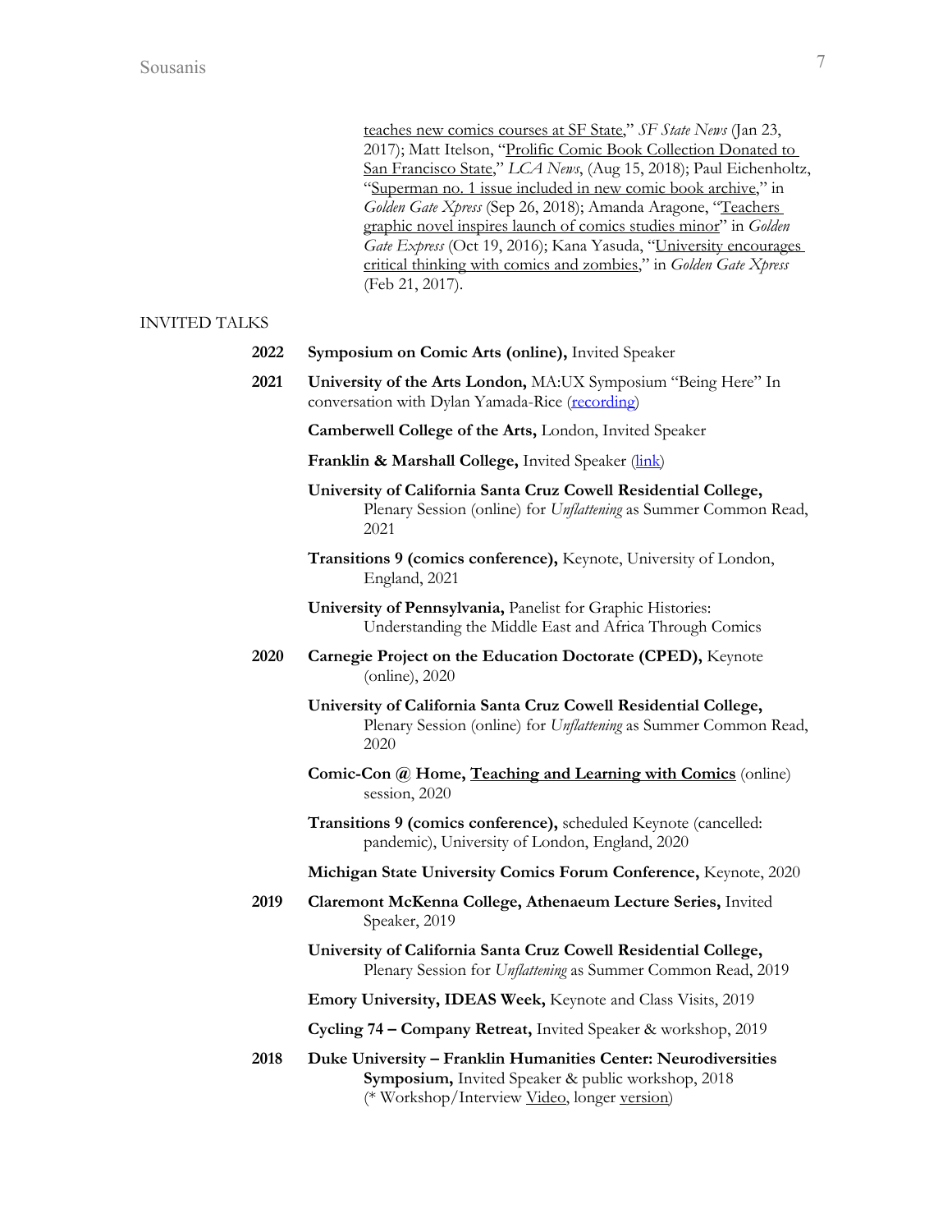teaches new comics courses at SF State," *SF State News* (Jan 23, 2017); Matt Itelson, "Prolific Comic Book Collection Donated to San Francisco State," *LCA News*, (Aug 15, 2018); Paul Eichenholtz, "Superman no. 1 issue included in new comic book archive," in *Golden Gate Xpress* (Sep 26, 2018); Amanda Aragone, "Teachers graphic novel inspires launch of comics studies minor" in *Golden Gate Express* (Oct 19, 2016); Kana Yasuda, "University encourages critical thinking with comics and zombies," in *Golden Gate Xpress* (Feb 21, 2017).

## INVITED TALKS

**2022**

**Symposium on Comic Arts (online),** Invited Speaker

**2021**

**University of the Arts London,** MA:UX Symposium "Being Here" In conversation with Dylan Yamada-Rice (recording)

**Camberwell College of the Arts,** London, Invited Speaker

**Franklin & Marshall College,** Invited Speaker (link)

**University of California Santa Cruz Cowell Residential College,** Plenary Session (online) for *Unflattening* as Summer Common Read, 2021

**Transitions 9 (comics conference),** Keynote, University of London, England, 2021

**University of Pennsylvania,** Panelist for Graphic Histories: Understanding the Middle East and Africa Through Comics

**2020**

**Carnegie Project on the Education Doctorate (CPED),** Keynote (online), 2020

**University of California Santa Cruz Cowell Residential College,** Plenary Session (online) for *Unflattening* as Summer Common Read, 2020

**Comic-Con @ Home, Teaching and Learning with Comics** (online) session, 2020

**Transitions 9 (comics conference),** scheduled Keynote (cancelled: pandemic), University of London, England, 2020

**Michigan State University Comics Forum Conference,** Keynote, 2020

**2019**

**Claremont McKenna College, Athenaeum Lecture Series,** Invited Speaker, 2019

**University of California Santa Cruz Cowell Residential College,** Plenary Session for *Unflattening* as Summer Common Read, 2019

**Emory University, IDEAS Week,** Keynote and Class Visits, 2019

**Cycling 74 – Company Retreat,** Invited Speaker & workshop, 2019

**2018**

**Duke University – Franklin Humanities Center: Neurodiversities Symposium,** Invited Speaker & public workshop, 2018 (* Workshop/Interview Video, longer version)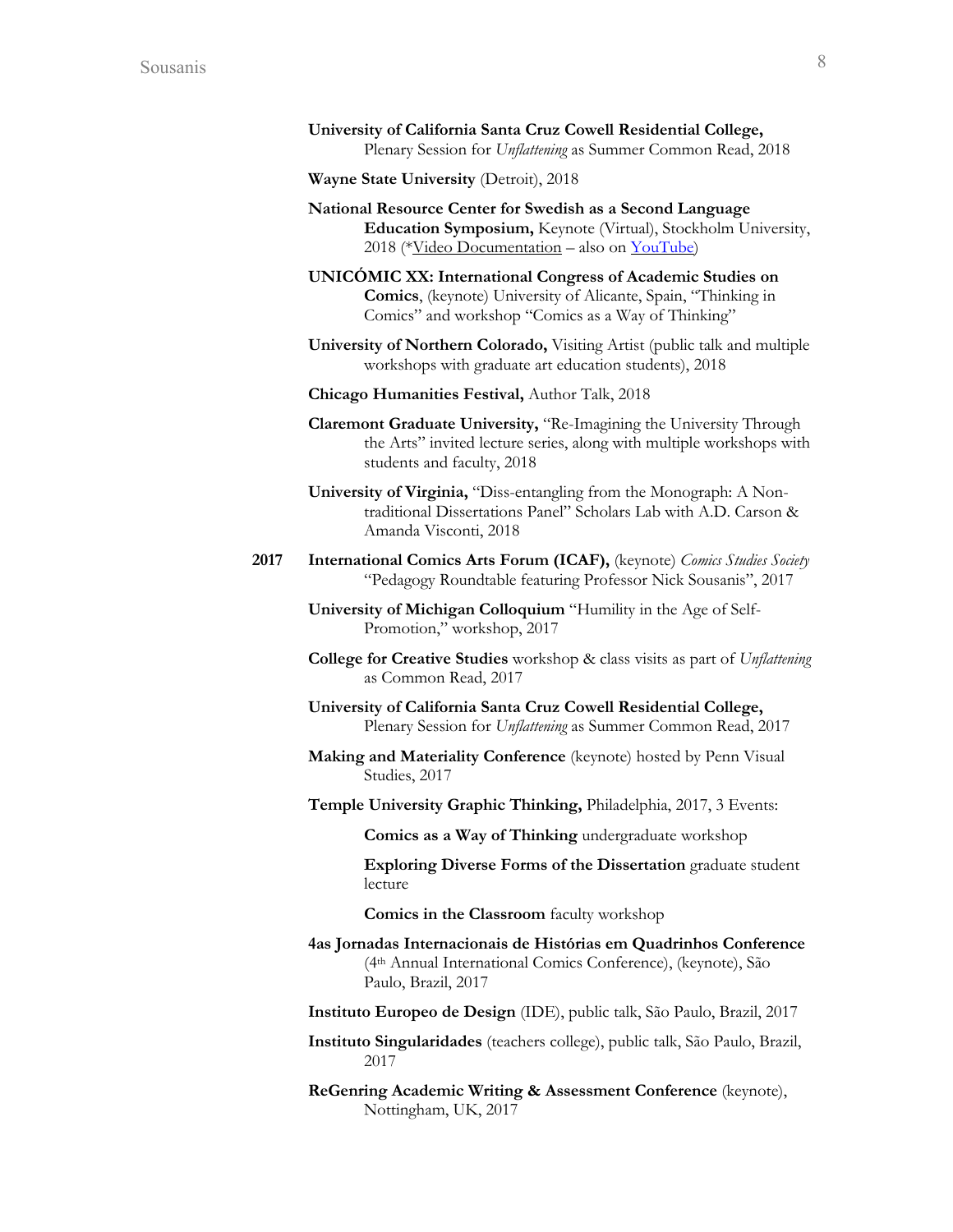**University of California Santa Cruz Cowell Residential College,** Plenary Session for *Unflattening* as Summer Common Read, 2018

**Wayne State University** (Detroit), 2018

**National Resource Center for Swedish as a Second Language Education Symposium,** Keynote (Virtual), Stockholm University, 2018 (*Video Documentation – also on YouTube)

**UNICÓMIC XX: International Congress of Academic Studies on Comics**, (keynote) University of Alicante, Spain, "Thinking in Comics" and workshop "Comics as a Way of Thinking"

**University of Northern Colorado,** Visiting Artist (public talk and multiple workshops with graduate art education students), 2018

**Chicago Humanities Festival,** Author Talk, 2018

**Claremont Graduate University,** "Re-Imagining the University Through the Arts" invited lecture series, along with multiple workshops with students and faculty, 2018

**University of Virginia,** "Diss-entangling from the Monograph: A Non-traditional Dissertations Panel" Scholars Lab with A.D. Carson & Amanda Visconti, 2018

**2017**

**International Comics Arts Forum (ICAF),** (keynote) *Comics Studies Society* "Pedagogy Roundtable featuring Professor Nick Sousanis", 2017

**University of Michigan Colloquium** "Humility in the Age of Self-Promotion," workshop, 2017

**College for Creative Studies** workshop & class visits as part of *Unflattening* as Common Read, 2017

**University of California Santa Cruz Cowell Residential College,** Plenary Session for *Unflattening* as Summer Common Read, 2017

**Making and Materiality Conference** (keynote) hosted by Penn Visual Studies, 2017

**Temple University Graphic Thinking,** Philadelphia, 2017, 3 Events:

- **Comics as a Way of Thinking** undergraduate workshop
- **Exploring Diverse Forms of the Dissertation** graduate student lecture
- **Comics in the Classroom** faculty workshop

**4as Jornadas Internacionais de Histórias em Quadrinhos Conference** (4th Annual International Comics Conference), (keynote), São Paulo, Brazil, 2017

**Instituto Europeo de Design** (IDE), public talk, São Paulo, Brazil, 2017

**Instituto Singularidades** (teachers college), public talk, São Paulo, Brazil, 2017

**ReGenring Academic Writing & Assessment Conference** (keynote), Nottingham, UK, 2017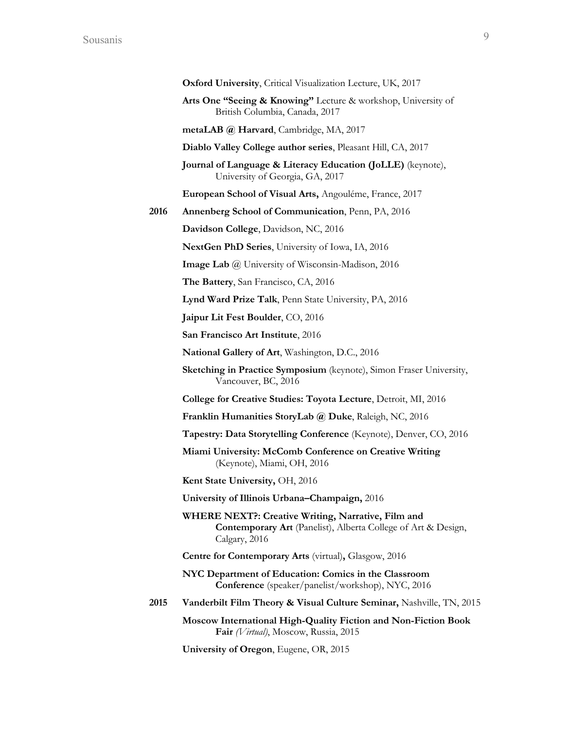**Oxford University**, Critical Visualization Lecture, UK, 2017

**Arts One "Seeing & Knowing"** Lecture & workshop, University of British Columbia, Canada, 2017

**metaLAB @ Harvard**, Cambridge, MA, 2017

**Diablo Valley College author series**, Pleasant Hill, CA, 2017

**Journal of Language & Literacy Education (JoLLE)** (keynote), University of Georgia, GA, 2017

**European School of Visual Arts,** Angouléme, France, 2017

**2016** **Annenberg School of Communication**, Penn, PA, 2016

**Davidson College**, Davidson, NC, 2016

**NextGen PhD Series**, University of Iowa, IA, 2016

**Image Lab** @ University of Wisconsin-Madison, 2016

**The Battery**, San Francisco, CA, 2016

**Lynd Ward Prize Talk**, Penn State University, PA, 2016

**Jaipur Lit Fest Boulder**, CO, 2016

**San Francisco Art Institute**, 2016

**National Gallery of Art**, Washington, D.C., 2016

**Sketching in Practice Symposium** (keynote), Simon Fraser University, Vancouver, BC, 2016

**College for Creative Studies: Toyota Lecture**, Detroit, MI, 2016

**Franklin Humanities StoryLab @ Duke**, Raleigh, NC, 2016

**Tapestry: Data Storytelling Conference** (Keynote), Denver, CO, 2016

**Miami University: McComb Conference on Creative Writing** (Keynote), Miami, OH, 2016

**Kent State University,** OH, 2016

**University of Illinois Urbana–Champaign,** 2016

**WHERE NEXT?: Creative Writing, Narrative, Film and Contemporary Art** (Panelist), Alberta College of Art & Design, Calgary, 2016

**Centre for Contemporary Arts** (virtual)**,** Glasgow, 2016

**NYC Department of Education: Comics in the Classroom Conference** (speaker/panelist/workshop), NYC, 2016

**2015** **Vanderbilt Film Theory & Visual Culture Seminar,** Nashville, TN, 2015

**Moscow International High-Quality Fiction and Non-Fiction Book Fair** *(Virtual)*, Moscow, Russia, 2015

**University of Oregon**, Eugene, OR, 2015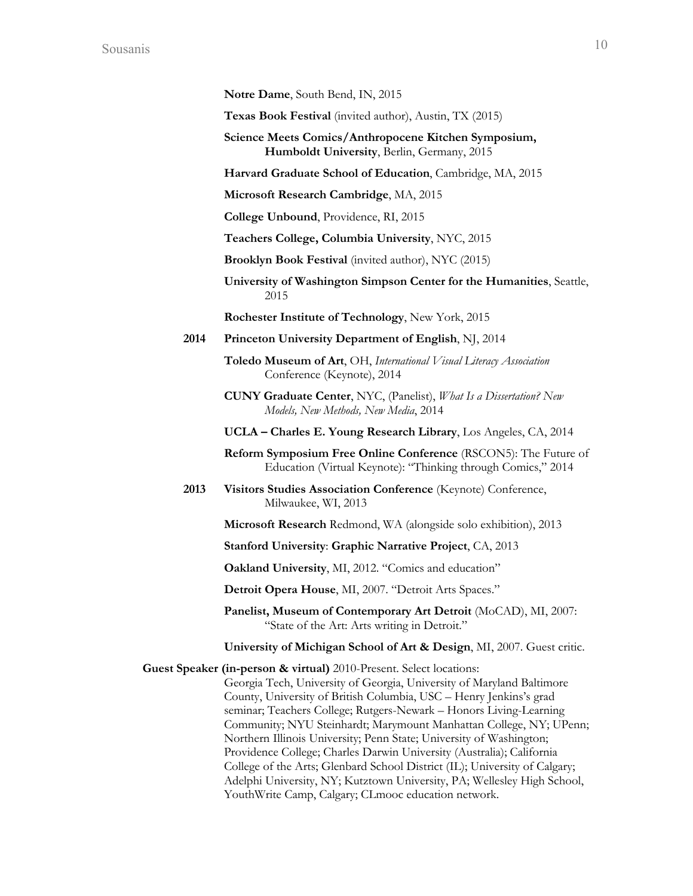**Notre Dame**, South Bend, IN, 2015

**Texas Book Festival** (invited author), Austin, TX (2015)

**Science Meets Comics/Anthropocene Kitchen Symposium, Humboldt University**, Berlin, Germany, 2015

**Harvard Graduate School of Education**, Cambridge, MA, 2015

**Microsoft Research Cambridge**, MA, 2015

**College Unbound**, Providence, RI, 2015

**Teachers College, Columbia University**, NYC, 2015

**Brooklyn Book Festival** (invited author), NYC (2015)

**University of Washington Simpson Center for the Humanities**, Seattle, 2015

**Rochester Institute of Technology**, New York, 2015

**2014** **Princeton University Department of English**, NJ, 2014

**Toledo Museum of Art**, OH, *International Visual Literacy Association* Conference (Keynote), 2014

**CUNY Graduate Center**, NYC, (Panelist), *What Is a Dissertation? New Models, New Methods, New Media*, 2014

**UCLA – Charles E. Young Research Library**, Los Angeles, CA, 2014

**Reform Symposium Free Online Conference** (RSCON5): The Future of Education (Virtual Keynote): "Thinking through Comics," 2014

**2013** **Visitors Studies Association Conference** (Keynote) Conference, Milwaukee, WI, 2013

**Microsoft Research** Redmond, WA (alongside solo exhibition), 2013

**Stanford University**: **Graphic Narrative Project**, CA, 2013

**Oakland University**, MI, 2012. "Comics and education"

**Detroit Opera House**, MI, 2007. "Detroit Arts Spaces."

**Panelist, Museum of Contemporary Art Detroit** (MoCAD), MI, 2007: "State of the Art: Arts writing in Detroit."

**University of Michigan School of Art & Design**, MI, 2007. Guest critic.

**Guest Speaker (in-person & virtual)** 2010-Present. Select locations:
Georgia Tech, University of Georgia, University of Maryland Baltimore County, University of British Columbia, USC – Henry Jenkins's grad seminar; Teachers College; Rutgers-Newark – Honors Living-Learning Community; NYU Steinhardt; Marymount Manhattan College, NY; UPenn; Northern Illinois University; Penn State; University of Washington; Providence College; Charles Darwin University (Australia); California College of the Arts; Glenbard School District (IL); University of Calgary; Adelphi University, NY; Kutztown University, PA; Wellesley High School, YouthWrite Camp, Calgary; CLmooc education network.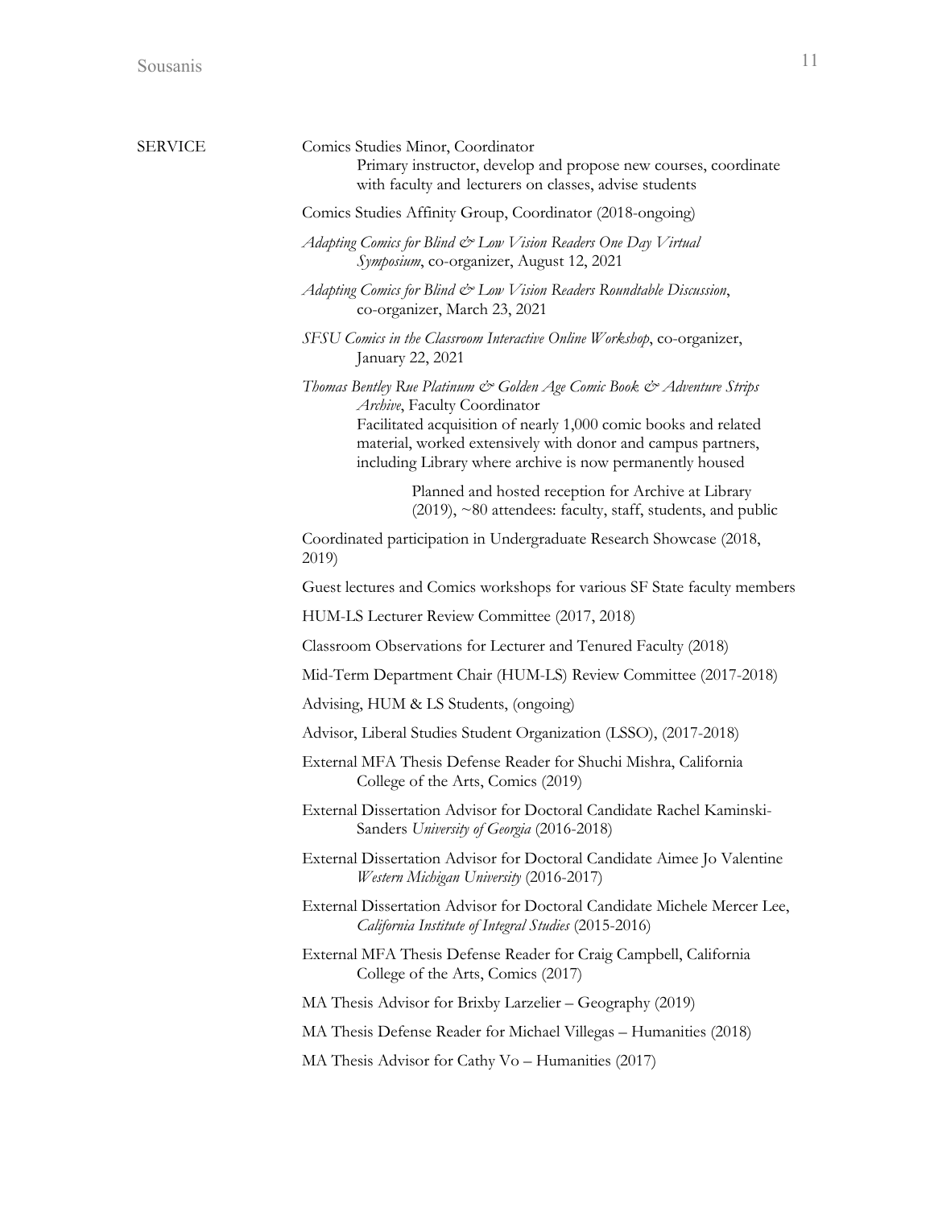## SERVICE

Comics Studies Minor, Coordinator
    Primary instructor, develop and propose new courses, coordinate with faculty and lecturers on classes, advise students

Comics Studies Affinity Group, Coordinator (2018-ongoing)

*Adapting Comics for Blind & Low Vision Readers One Day Virtual Symposium*, co-organizer, August 12, 2021

*Adapting Comics for Blind & Low Vision Readers Roundtable Discussion*, co-organizer, March 23, 2021

*SFSU Comics in the Classroom Interactive Online Workshop*, co-organizer, January 22, 2021

*Thomas Bentley Rue Platinum & Golden Age Comic Book & Adventure Strips Archive*, Faculty Coordinator
    Facilitated acquisition of nearly 1,000 comic books and related material, worked extensively with donor and campus partners, including Library where archive is now permanently housed

    Planned and hosted reception for Archive at Library (2019), ~80 attendees: faculty, staff, students, and public

Coordinated participation in Undergraduate Research Showcase (2018, 2019)

Guest lectures and Comics workshops for various SF State faculty members

HUM-LS Lecturer Review Committee (2017, 2018)

Classroom Observations for Lecturer and Tenured Faculty (2018)

Mid-Term Department Chair (HUM-LS) Review Committee (2017-2018)

Advising, HUM & LS Students, (ongoing)

Advisor, Liberal Studies Student Organization (LSSO), (2017-2018)

External MFA Thesis Defense Reader for Shuchi Mishra, California College of the Arts, Comics (2019)

External Dissertation Advisor for Doctoral Candidate Rachel Kaminski-Sanders *University of Georgia* (2016-2018)

External Dissertation Advisor for Doctoral Candidate Aimee Jo Valentine *Western Michigan University* (2016-2017)

External Dissertation Advisor for Doctoral Candidate Michele Mercer Lee, *California Institute of Integral Studies* (2015-2016)

External MFA Thesis Defense Reader for Craig Campbell, California College of the Arts, Comics (2017)

MA Thesis Advisor for Brixby Larzelier – Geography (2019)

MA Thesis Defense Reader for Michael Villegas – Humanities (2018)

MA Thesis Advisor for Cathy Vo – Humanities (2017)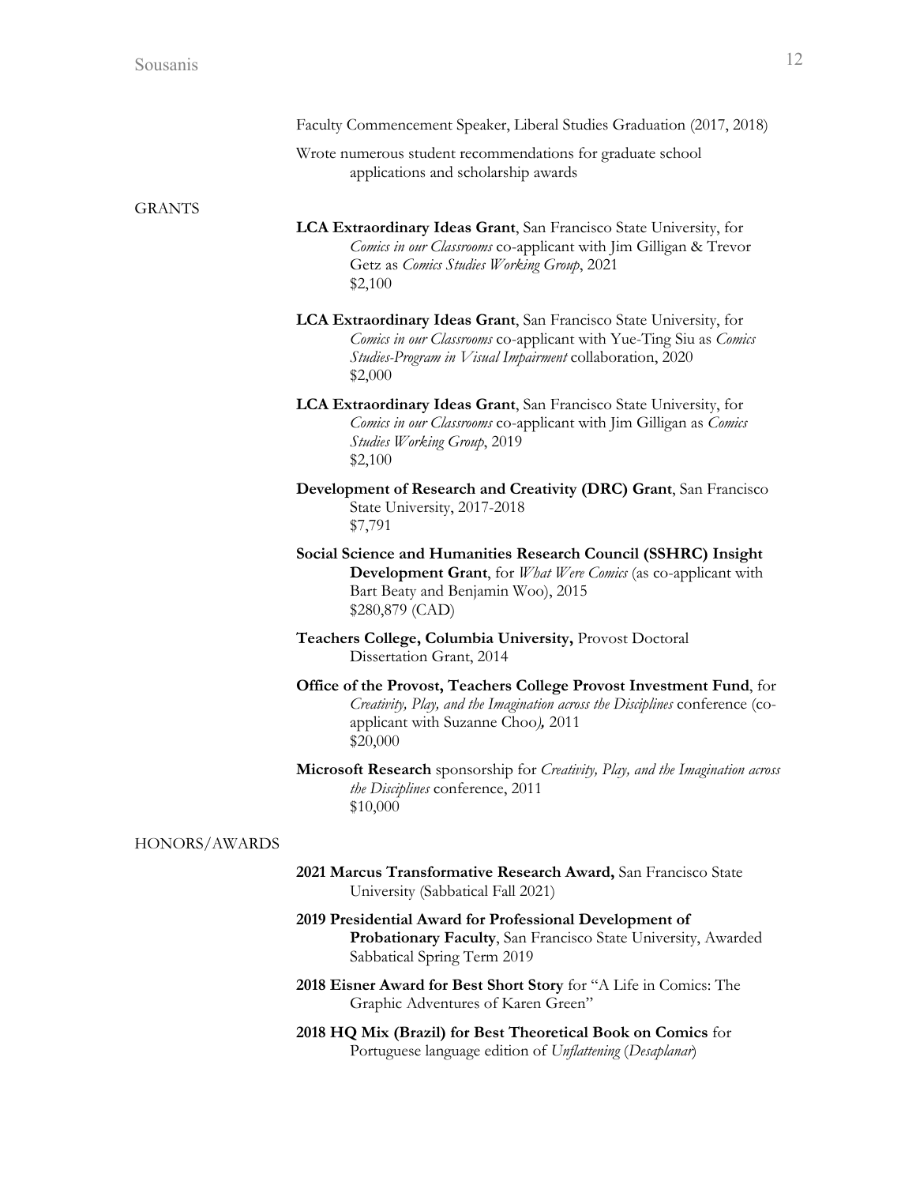Faculty Commencement Speaker, Liberal Studies Graduation (2017, 2018)

Wrote numerous student recommendations for graduate school applications and scholarship awards

## GRANTS

**LCA Extraordinary Ideas Grant**, San Francisco State University, for *Comics in our Classrooms* co-applicant with Jim Gilligan & Trevor Getz as *Comics Studies Working Group*, 2021
$2,100

**LCA Extraordinary Ideas Grant**, San Francisco State University, for *Comics in our Classrooms* co-applicant with Yue-Ting Siu as *Comics Studies-Program in Visual Impairment* collaboration, 2020
$2,000

**LCA Extraordinary Ideas Grant**, San Francisco State University, for *Comics in our Classrooms* co-applicant with Jim Gilligan as *Comics Studies Working Group*, 2019
$2,100

**Development of Research and Creativity (DRC) Grant**, San Francisco State University, 2017-2018
$7,791

**Social Science and Humanities Research Council (SSHRC) Insight Development Grant**, for *What Were Comics* (as co-applicant with Bart Beaty and Benjamin Woo), 2015
$280,879 (CAD)

**Teachers College, Columbia University,** Provost Doctoral Dissertation Grant, 2014

**Office of the Provost, Teachers College Provost Investment Fund**, for *Creativity, Play, and the Imagination across the Disciplines* conference (co-applicant with Suzanne Choo*),* 2011
$20,000

**Microsoft Research** sponsorship for *Creativity, Play, and the Imagination across the Disciplines* conference, 2011
$10,000

## HONORS/AWARDS

**2021 Marcus Transformative Research Award,** San Francisco State University (Sabbatical Fall 2021)

**2019 Presidential Award for Professional Development of Probationary Faculty**, San Francisco State University, Awarded Sabbatical Spring Term 2019

**2018 Eisner Award for Best Short Story** for "A Life in Comics: The Graphic Adventures of Karen Green"

**2018 HQ Mix (Brazil) for Best Theoretical Book on Comics** for Portuguese language edition of *Unflattening* (*Desaplanar*)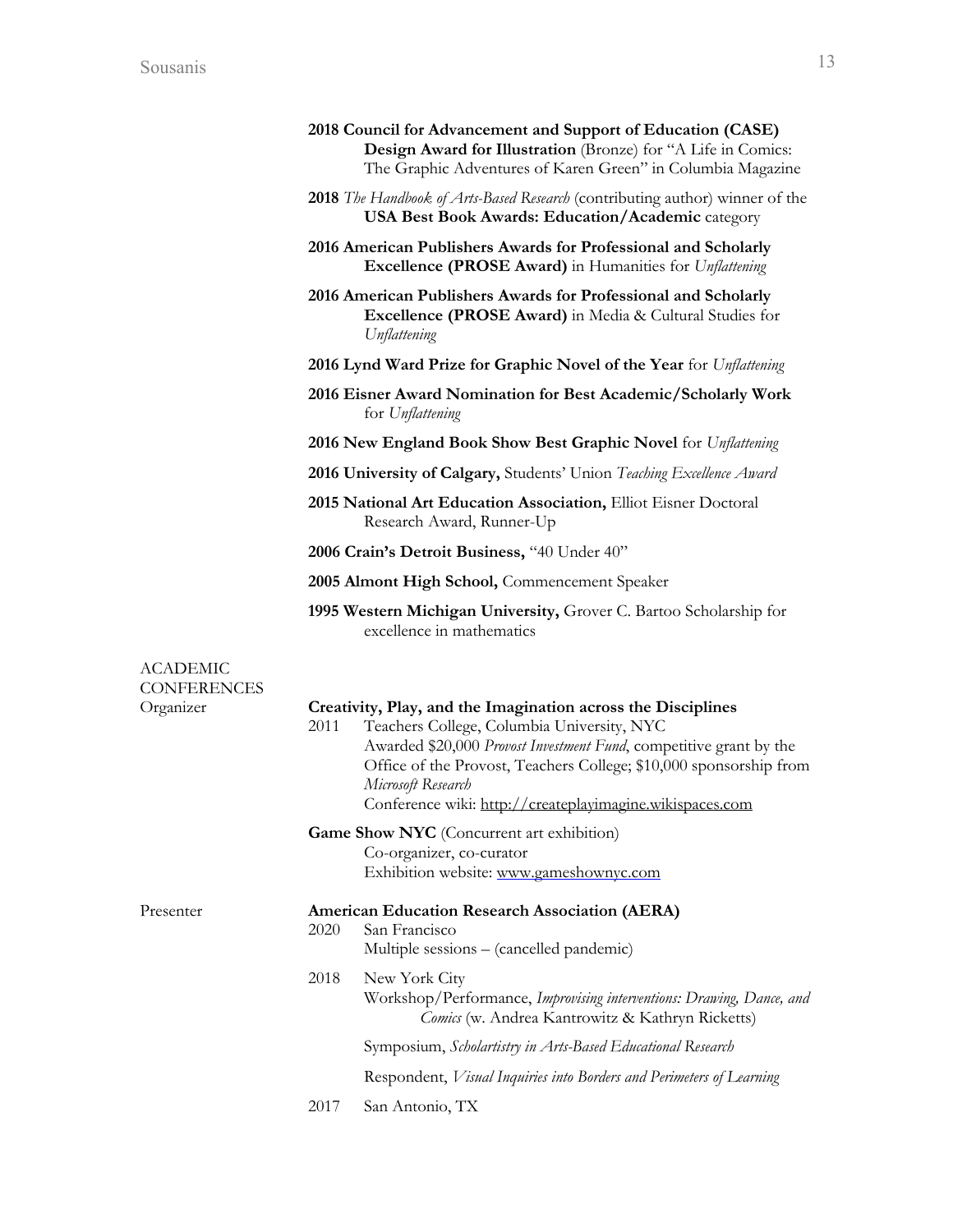**2018 Council for Advancement and Support of Education (CASE) Design Award for Illustration** (Bronze) for "A Life in Comics: The Graphic Adventures of Karen Green" in Columbia Magazine

**2018** *The Handbook of Arts-Based Research* (contributing author) winner of the **USA Best Book Awards: Education/Academic** category

**2016 American Publishers Awards for Professional and Scholarly Excellence (PROSE Award)** in Humanities for *Unflattening*

**2016 American Publishers Awards for Professional and Scholarly Excellence (PROSE Award)** in Media & Cultural Studies for *Unflattening*

**2016 Lynd Ward Prize for Graphic Novel of the Year** for *Unflattening*

**2016 Eisner Award Nomination for Best Academic/Scholarly Work** for *Unflattening*

**2016 New England Book Show Best Graphic Novel** for *Unflattening*

**2016 University of Calgary,** Students' Union *Teaching Excellence Award*

**2015 National Art Education Association,** Elliot Eisner Doctoral Research Award, Runner-Up

**2006 Crain's Detroit Business,** "40 Under 40"

**2005 Almont High School,** Commencement Speaker

**1995 Western Michigan University,** Grover C. Bartoo Scholarship for excellence in mathematics

## ACADEMIC CONFERENCES

### Organizer

**Creativity, Play, and the Imagination across the Disciplines**

2011 Teachers College, Columbia University, NYC
Awarded $20,000 *Provost Investment Fund*, competitive grant by the Office of the Provost, Teachers College; $10,000 sponsorship from *Microsoft Research*
Conference wiki: http://createplayimagine.wikispaces.com

**Game Show NYC** (Concurrent art exhibition)
Co-organizer, co-curator
Exhibition website: www.gameshownyc.com

### Presenter

**American Education Research Association (AERA)**

2020 San Francisco
Multiple sessions – (cancelled pandemic)

2018 New York City
Workshop/Performance, *Improvising interventions: Drawing, Dance, and Comics* (w. Andrea Kantrowitz & Kathryn Ricketts)

Symposium, *Scholartistry in Arts-Based Educational Research*

Respondent, *Visual Inquiries into Borders and Perimeters of Learning*

2017 San Antonio, TX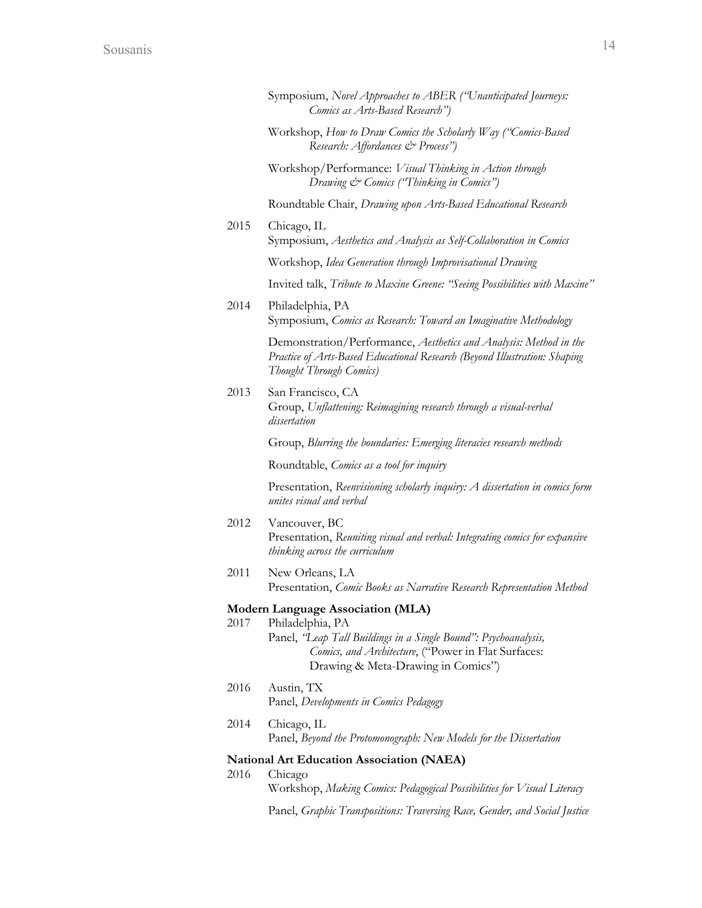Symposium, *Novel Approaches to ABER ("Unanticipated Journeys: Comics as Arts-Based Research")*

Workshop, *How to Draw Comics the Scholarly Way ("Comics-Based Research: Affordances & Process")*

Workshop/Performance: *Visual Thinking in Action through Drawing & Comics ("Thinking in Comics")*

Roundtable Chair, *Drawing upon Arts-Based Educational Research*

2015 Chicago, IL
Symposium, *Aesthetics and Analysis as Self-Collaboration in Comics*

Workshop, *Idea Generation through Improvisational Drawing*

Invited talk, *Tribute to Maxine Greene: "Seeing Possibilities with Maxine"*

2014 Philadelphia, PA
Symposium, *Comics as Research: Toward an Imaginative Methodology*

Demonstration/Performance, *Aesthetics and Analysis: Method in the Practice of Arts-Based Educational Research (Beyond Illustration: Shaping Thought Through Comics)*

2013 San Francisco, CA
Group, *Unflattening: Reimagining research through a visual-verbal dissertation*

Group, *Blurring the boundaries: Emerging literacies research methods*

Roundtable, *Comics as a tool for inquiry*

Presentation, *Reenvisioning scholarly inquiry: A dissertation in comics form unites visual and verbal*

2012 Vancouver, BC
Presentation, *Reuniting visual and verbal: Integrating comics for expansive thinking across the curriculum*

2011 New Orleans, LA
Presentation, *Comic Books as Narrative Research Representation Method*

**Modern Language Association (MLA)**

2017 Philadelphia, PA
Panel, *"Leap Tall Buildings in a Single Bound": Psychoanalysis, Comics, and Architecture*, ("Power in Flat Surfaces: Drawing & Meta-Drawing in Comics")

2016 Austin, TX
Panel, *Developments in Comics Pedagogy*

2014 Chicago, IL
Panel, *Beyond the Protomonograph: New Models for the Dissertation*

**National Art Education Association (NAEA)**

2016 Chicago
Workshop, *Making Comics: Pedagogical Possibilities for Visual Literacy*

Panel, *Graphic Transpositions: Traversing Race, Gender, and Social Justice*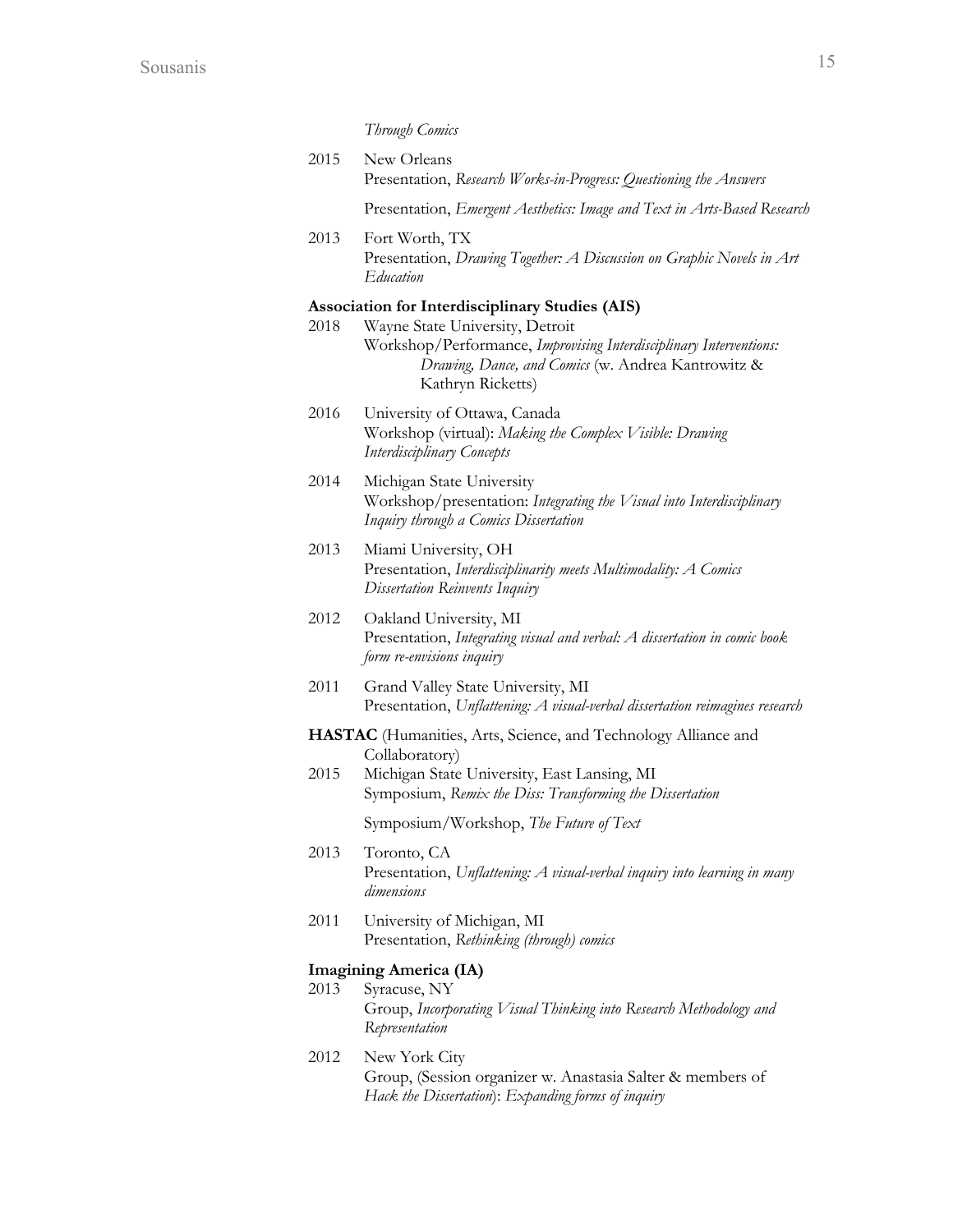*Through Comics*

2015 New Orleans
Presentation, *Research Works-in-Progress: Questioning the Answers*

Presentation, *Emergent Aesthetics: Image and Text in Arts-Based Research*

2013 Fort Worth, TX
Presentation, *Drawing Together: A Discussion on Graphic Novels in Art Education*

**Association for Interdisciplinary Studies (AIS)**

2018 Wayne State University, Detroit
Workshop/Performance, *Improvising Interdisciplinary Interventions: Drawing, Dance, and Comics* (w. Andrea Kantrowitz & Kathryn Ricketts)

2016 University of Ottawa, Canada
Workshop (virtual): *Making the Complex Visible: Drawing Interdisciplinary Concepts*

2014 Michigan State University
Workshop/presentation: *Integrating the Visual into Interdisciplinary Inquiry through a Comics Dissertation*

2013 Miami University, OH
Presentation, *Interdisciplinarity meets Multimodality: A Comics Dissertation Reinvents Inquiry*

2012 Oakland University, MI
Presentation, *Integrating visual and verbal: A dissertation in comic book form re-envisions inquiry*

2011 Grand Valley State University, MI
Presentation, *Unflattening: A visual-verbal dissertation reimagines research*

**HASTAC** (Humanities, Arts, Science, and Technology Alliance and Collaboratory)

2015 Michigan State University, East Lansing, MI
Symposium, *Remix the Diss: Transforming the Dissertation*

Symposium/Workshop, *The Future of Text*

2013 Toronto, CA
Presentation, *Unflattening: A visual-verbal inquiry into learning in many dimensions*

2011 University of Michigan, MI
Presentation, *Rethinking (through) comics*

**Imagining America (IA)**

2013 Syracuse, NY
Group, *Incorporating Visual Thinking into Research Methodology and Representation*

2012 New York City
Group, (Session organizer w. Anastasia Salter & members of *Hack the Dissertation*): *Expanding forms of inquiry*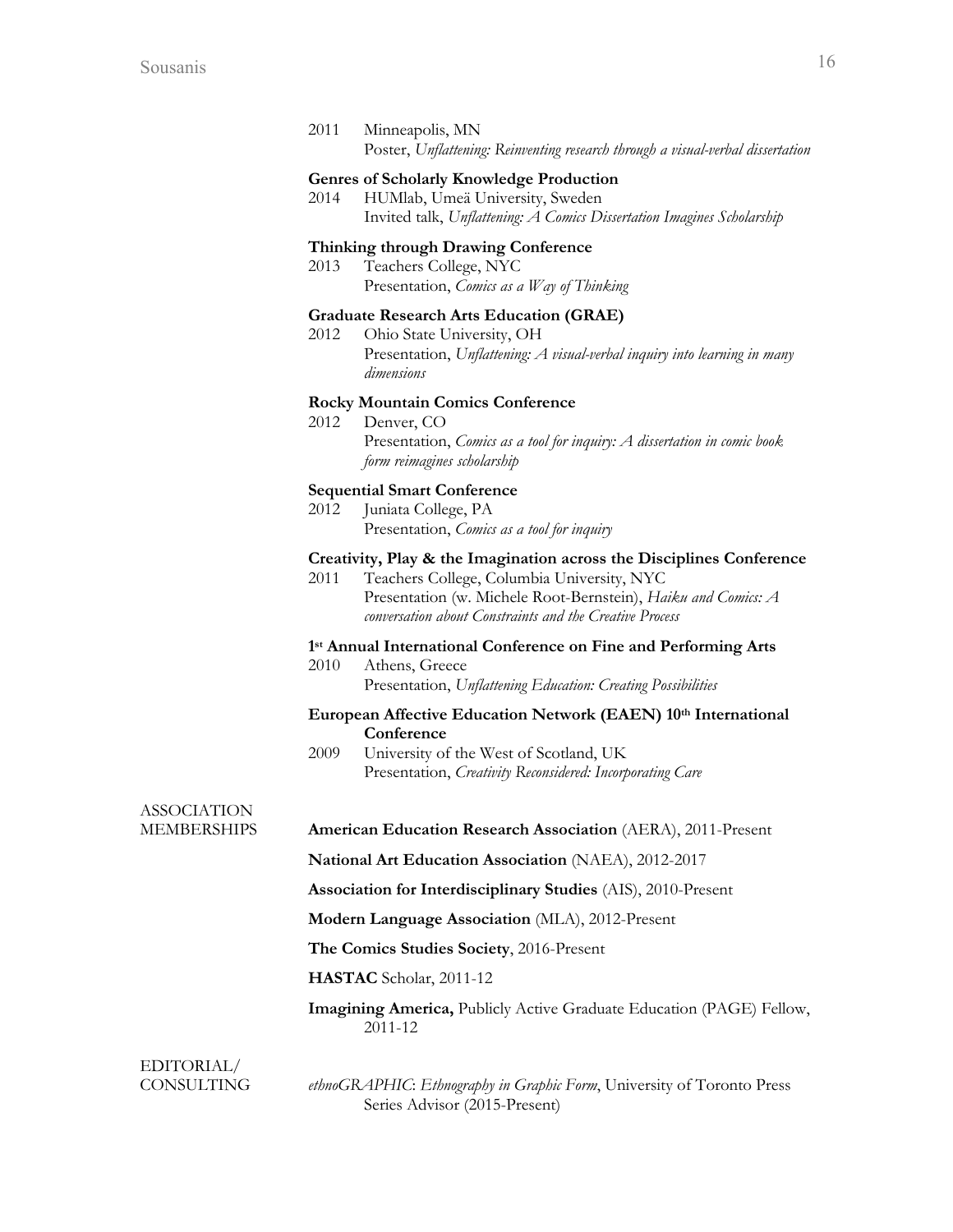2011 Minneapolis, MN
Poster, *Unflattening: Reinventing research through a visual-verbal dissertation*

**Genres of Scholarly Knowledge Production**

2014 HUMlab, Umeä University, Sweden
Invited talk, *Unflattening: A Comics Dissertation Imagines Scholarship*

**Thinking through Drawing Conference**

2013 Teachers College, NYC
Presentation, *Comics as a Way of Thinking*

**Graduate Research Arts Education (GRAE)**

2012 Ohio State University, OH
Presentation, *Unflattening: A visual-verbal inquiry into learning in many dimensions*

**Rocky Mountain Comics Conference**

2012 Denver, CO
Presentation, *Comics as a tool for inquiry: A dissertation in comic book form reimagines scholarship*

**Sequential Smart Conference**

2012 Juniata College, PA
Presentation, *Comics as a tool for inquiry*

**Creativity, Play & the Imagination across the Disciplines Conference**

2011 Teachers College, Columbia University, NYC
Presentation (w. Michele Root-Bernstein), *Haiku and Comics: A conversation about Constraints and the Creative Process*

**1st Annual International Conference on Fine and Performing Arts**

2010 Athens, Greece
Presentation, *Unflattening Education: Creating Possibilities*

**European Affective Education Network (EAEN) 10th International Conference**

2009 University of the West of Scotland, UK
Presentation, *Creativity Reconsidered: Incorporating Care*

## ASSOCIATION MEMBERSHIPS

**American Education Research Association** (AERA), 2011-Present

**National Art Education Association** (NAEA), 2012-2017

**Association for Interdisciplinary Studies** (AIS), 2010-Present

**Modern Language Association** (MLA), 2012-Present

**The Comics Studies Society**, 2016-Present

**HASTAC** Scholar, 2011-12

**Imagining America,** Publicly Active Graduate Education (PAGE) Fellow, 2011-12

## EDITORIAL/ CONSULTING

*ethnoGRAPHIC*: *Ethnography in Graphic Form*, University of Toronto Press Series Advisor (2015-Present)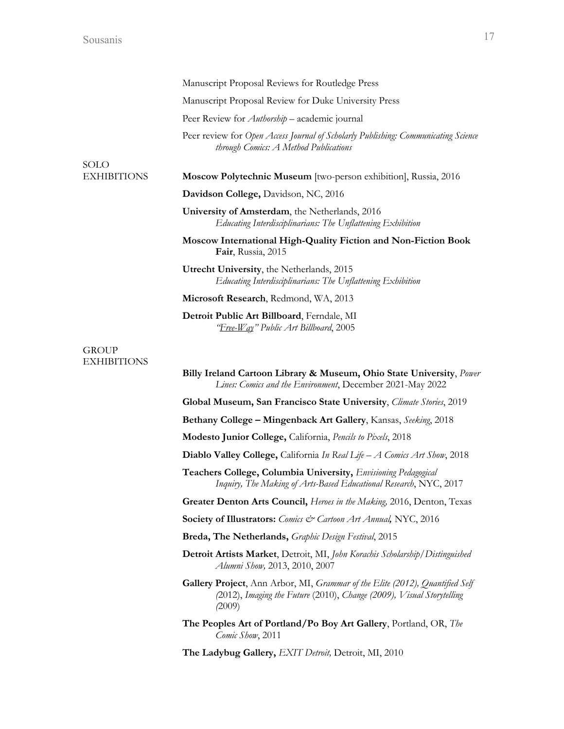Manuscript Proposal Reviews for Routledge Press

Manuscript Proposal Review for Duke University Press

Peer Review for *Authorship* – academic journal

Peer review for *Open Access Journal of Scholarly Publishing: Communicating Science through Comics: A Method Publications*

## SOLO EXHIBITIONS

**Moscow Polytechnic Museum** [two-person exhibition], Russia, 2016

**Davidson College,** Davidson, NC, 2016

**University of Amsterdam**, the Netherlands, 2016
*Educating Interdisciplinarians: The Unflattening Exhibition*

**Moscow International High-Quality Fiction and Non-Fiction Book Fair**, Russia, 2015

**Utrecht University**, the Netherlands, 2015
*Educating Interdisciplinarians: The Unflattening Exhibition*

**Microsoft Research**, Redmond, WA, 2013

**Detroit Public Art Billboard**, Ferndale, MI
*"Free-Way" Public Art Billboard*, 2005

## GROUP EXHIBITIONS

**Billy Ireland Cartoon Library & Museum, Ohio State University**, *Power Lines: Comics and the Environment*, December 2021-May 2022

**Global Museum, San Francisco State University**, *Climate Stories*, 2019

**Bethany College – Mingenback Art Gallery**, Kansas, *Seeking*, 2018

**Modesto Junior College,** California, *Pencils to Pixels*, 2018

**Diablo Valley College,** California *In Real Life – A Comics Art Show*, 2018

**Teachers College, Columbia University,** *Envisioning Pedagogical Inquiry, The Making of Arts-Based Educational Research*, NYC, 2017

**Greater Denton Arts Council,** *Heroes in the Making,* 2016, Denton, Texas

**Society of Illustrators:** *Comics & Cartoon Art Annual,* NYC, 2016

**Breda, The Netherlands,** *Graphic Design Festival*, 2015

**Detroit Artists Market**, Detroit, MI, *John Korachis Scholarship/Distinguished Alumni Show,* 2013, 2010, 2007

**Gallery Project**, Ann Arbor, MI, *Grammar of the Elite (2012), Quantified Self (*2012), *Imaging the Future* (2010), *Change (2009), Visual Storytelling (*2009)

**The Peoples Art of Portland/Po Boy Art Gallery**, Portland, OR, *The Comic Show*, 2011

**The Ladybug Gallery,** *EXIT Detroit,* Detroit, MI, 2010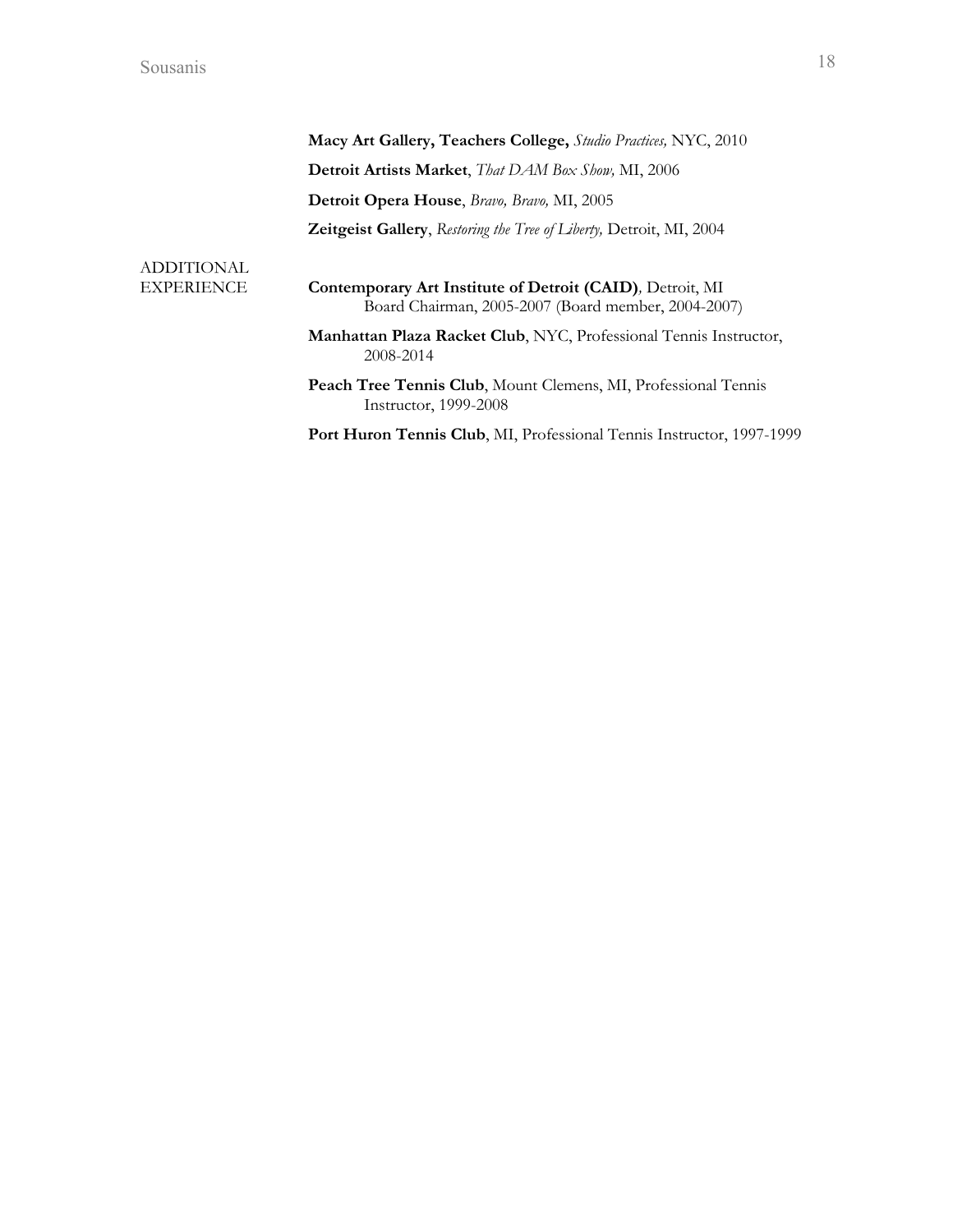**Macy Art Gallery, Teachers College,** *Studio Practices,* NYC, 2010

**Detroit Artists Market**, *That DAM Box Show,* MI, 2006

**Detroit Opera House**, *Bravo, Bravo,* MI, 2005

**Zeitgeist Gallery**, *Restoring the Tree of Liberty,* Detroit, MI, 2004

## ADDITIONAL EXPERIENCE

**Contemporary Art Institute of Detroit (CAID)***,* Detroit, MI
Board Chairman, 2005-2007 (Board member, 2004-2007)

**Manhattan Plaza Racket Club**, NYC, Professional Tennis Instructor, 2008-2014

**Peach Tree Tennis Club**, Mount Clemens, MI, Professional Tennis Instructor, 1999-2008

**Port Huron Tennis Club**, MI, Professional Tennis Instructor, 1997-1999